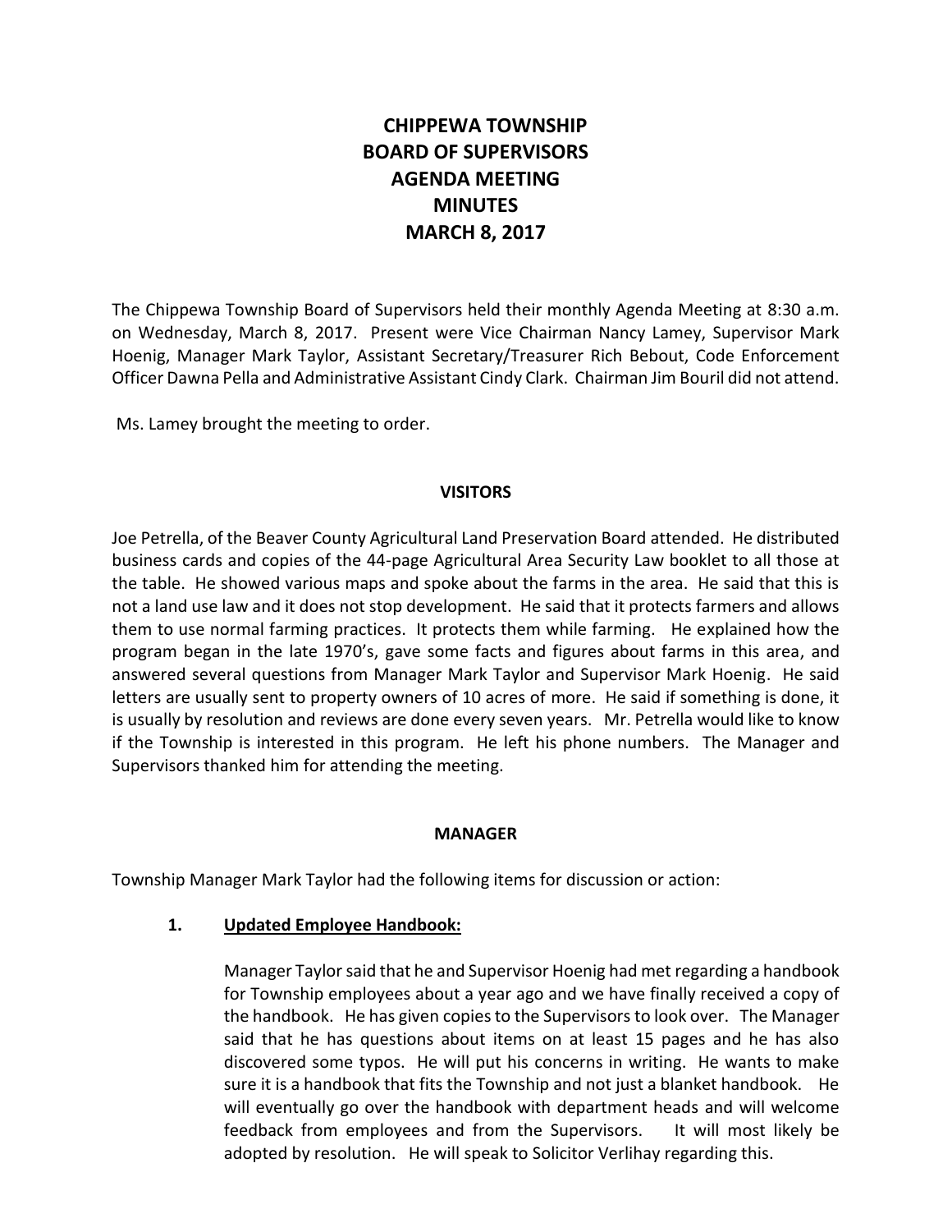# CHIPPEWA TOWNSHIP BOARD OF SUPERVISORS AGENDA MEETING MINUTES MARCH 8, 2017

The Chippewa Township Board of Supervisors held their monthly Agenda Meeting at 8:30 a.m. on Wednesday, March 8, 2017. Present were Vice Chairman Nancy Lamey, Supervisor Mark Hoenig, Manager Mark Taylor, Assistant Secretary/Treasurer Rich Bebout, Code Enforcement Officer Dawna Pella and Administrative Assistant Cindy Clark. Chairman Jim Bouril did not attend.

Ms. Lamey brought the meeting to order.

## VISITORS

Joe Petrella, of the Beaver County Agricultural Land Preservation Board attended. He distributed business cards and copies of the 44-page Agricultural Area Security Law booklet to all those at the table. He showed various maps and spoke about the farms in the area. He said that this is not a land use law and it does not stop development. He said that it protects farmers and allows them to use normal farming practices. It protects them while farming. He explained how the program began in the late 1970's, gave some facts and figures about farms in this area, and answered several questions from Manager Mark Taylor and Supervisor Mark Hoenig. He said letters are usually sent to property owners of 10 acres of more. He said if something is done, it is usually by resolution and reviews are done every seven years. Mr. Petrella would like to know if the Township is interested in this program. He left his phone numbers. The Manager and Supervisors thanked him for attending the meeting.

## MANAGER

Township Manager Mark Taylor had the following items for discussion or action:

1. **Updated Employee Handbook:**

   Manager Taylor said that he and Supervisor Hoenig had met regarding a handbook for Township employees about a year ago and we have finally received a copy of the handbook. He has given copies to the Supervisors to look over. The Manager said that he has questions about items on at least 15 pages and he has also discovered some typos. He will put his concerns in writing. He wants to make sure it is a handbook that fits the Township and not just a blanket handbook. He will eventually go over the handbook with department heads and will welcome feedback from employees and from the Supervisors. It will most likely be adopted by resolution. He will speak to Solicitor Verlihay regarding this.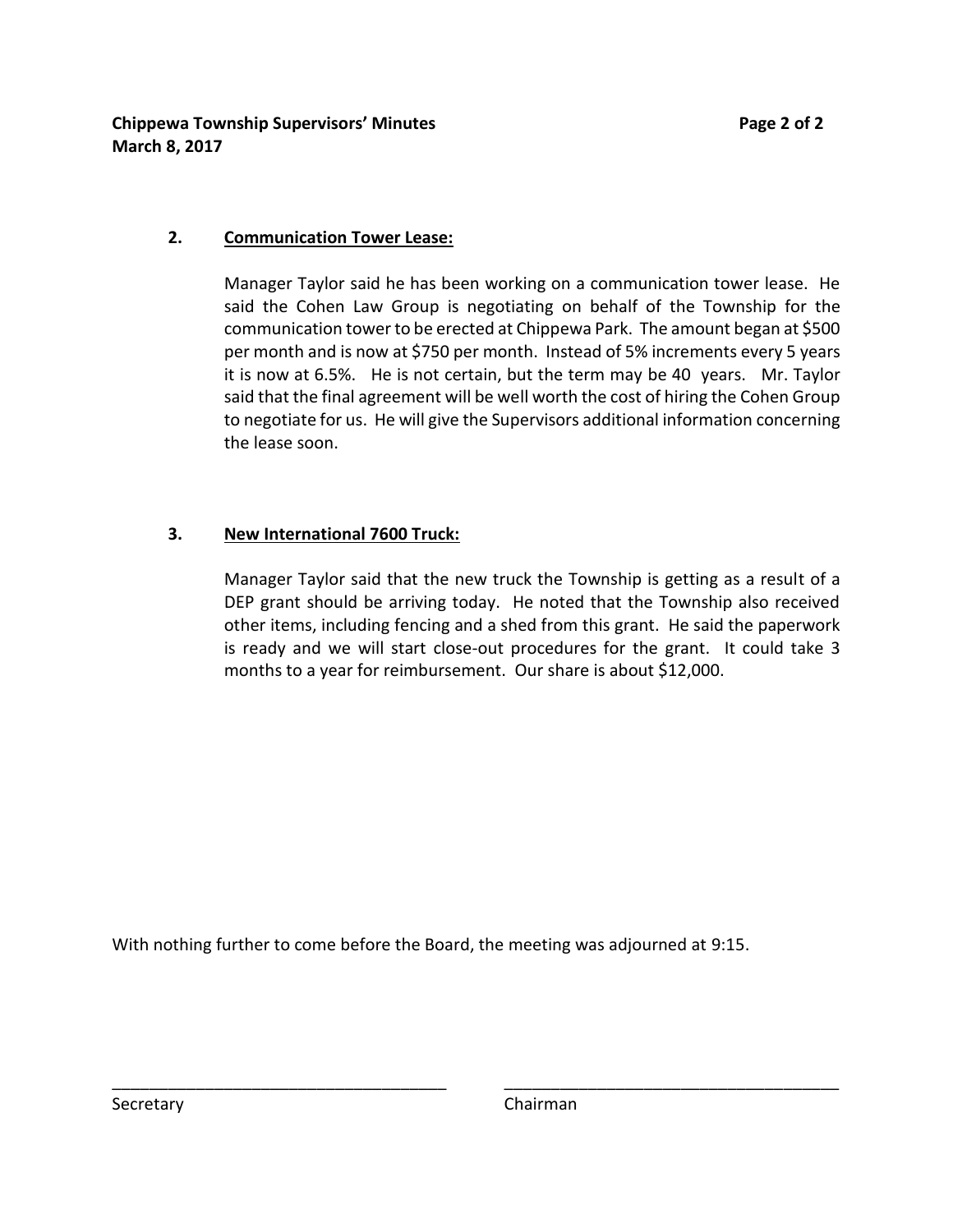**2. <u>Communication Tower Lease:</u>**

Manager Taylor said he has been working on a communication tower lease. He said the Cohen Law Group is negotiating on behalf of the Township for the communication tower to be erected at Chippewa Park. The amount began at $500 per month and is now at $750 per month. Instead of 5% increments every 5 years it is now at 6.5%. He is not certain, but the term may be 40 years. Mr. Taylor said that the final agreement will be well worth the cost of hiring the Cohen Group to negotiate for us. He will give the Supervisors additional information concerning the lease soon.

**3. <u>New International 7600 Truck:</u>**

Manager Taylor said that the new truck the Township is getting as a result of a DEP grant should be arriving today. He noted that the Township also received other items, including fencing and a shed from this grant. He said the paperwork is ready and we will start close-out procedures for the grant. It could take 3 months to a year for reimbursement. Our share is about $12,000.

With nothing further to come before the Board, the meeting was adjourned at 9:15.

\_\_\_\_\_\_\_\_\_\_\_\_\_\_\_\_\_\_\_\_\_\_\_\_\_\_\_\_\_\_\_\_\_\_\_\_
Secretary

\_\_\_\_\_\_\_\_\_\_\_\_\_\_\_\_\_\_\_\_\_\_\_\_\_\_\_\_\_\_\_\_\_\_\_\_
Chairman